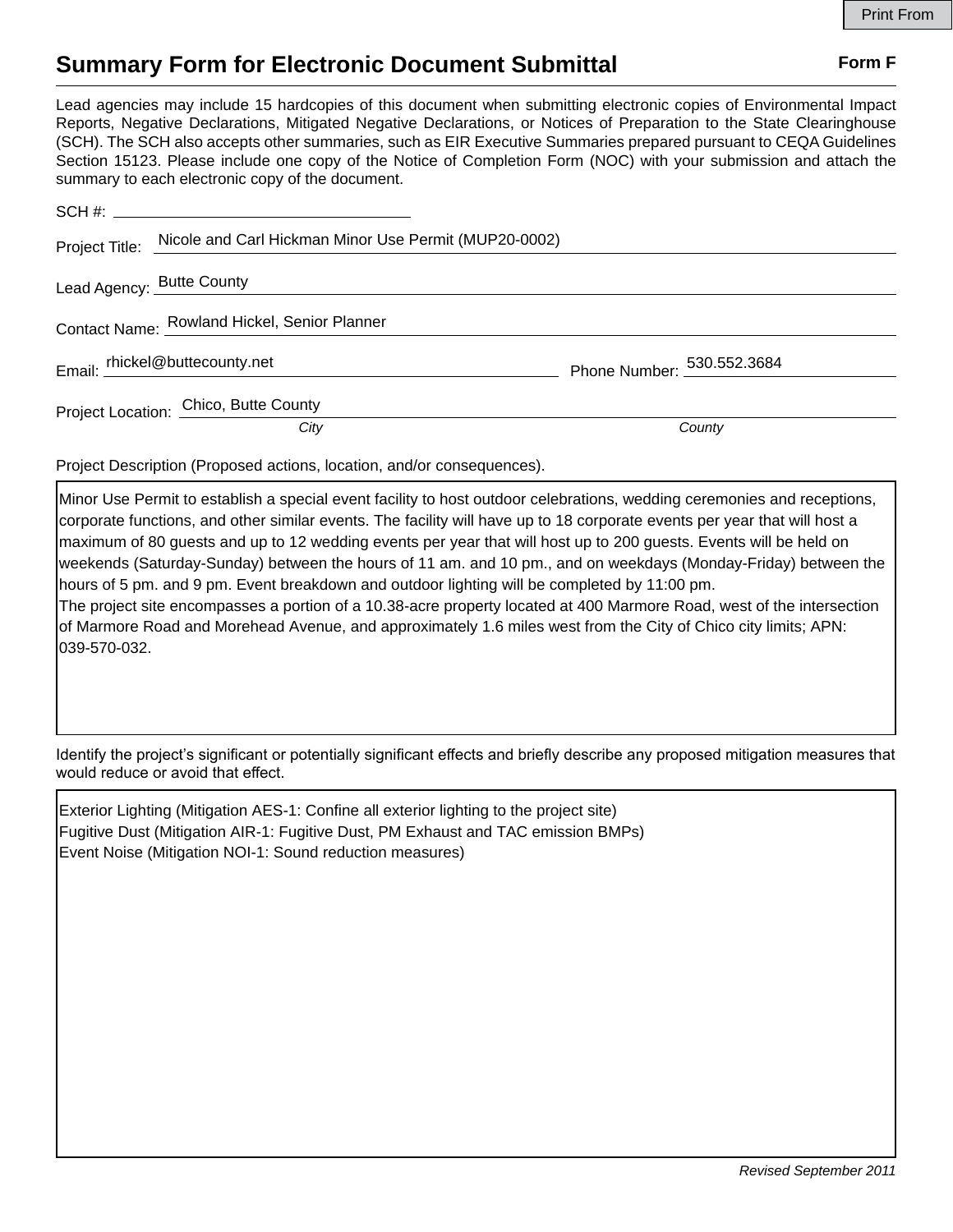Print From

# Summary Form for Electronic Document Submittal

**Form F**

Lead agencies may include 15 hardcopies of this document when submitting electronic copies of Environmental Impact Reports, Negative Declarations, Mitigated Negative Declarations, or Notices of Preparation to the State Clearinghouse (SCH). The SCH also accepts other summaries, such as EIR Executive Summaries prepared pursuant to CEQA Guidelines Section 15123. Please include one copy of the Notice of Completion Form (NOC) with your submission and attach the summary to each electronic copy of the document.

SCH #: ______________________

Project Title: Nicole and Carl Hickman Minor Use Permit (MUP20-0002)

Lead Agency: Butte County

Contact Name: Rowland Hickel, Senior Planner

Email: rhickel@buttecounty.net    Phone Number: 530.552.3684

Project Location: Chico, Butte County

*City*    *County*

Project Description (Proposed actions, location, and/or consequences).

> Minor Use Permit to establish a special event facility to host outdoor celebrations, wedding ceremonies and receptions, corporate functions, and other similar events. The facility will have up to 18 corporate events per year that will host a maximum of 80 guests and up to 12 wedding events per year that will host up to 200 guests. Events will be held on weekends (Saturday-Sunday) between the hours of 11 am. and 10 pm., and on weekdays (Monday-Friday) between the hours of 5 pm. and 9 pm. Event breakdown and outdoor lighting will be completed by 11:00 pm.
> The project site encompasses a portion of a 10.38-acre property located at 400 Marmore Road, west of the intersection of Marmore Road and Morehead Avenue, and approximately 1.6 miles west from the City of Chico city limits; APN: 039-570-032.

Identify the project's significant or potentially significant effects and briefly describe any proposed mitigation measures that would reduce or avoid that effect.

> Exterior Lighting (Mitigation AES-1: Confine all exterior lighting to the project site)
> Fugitive Dust (Mitigation AIR-1: Fugitive Dust, PM Exhaust and TAC emission BMPs)
> Event Noise (Mitigation NOI-1: Sound reduction measures)

*Revised September 2011*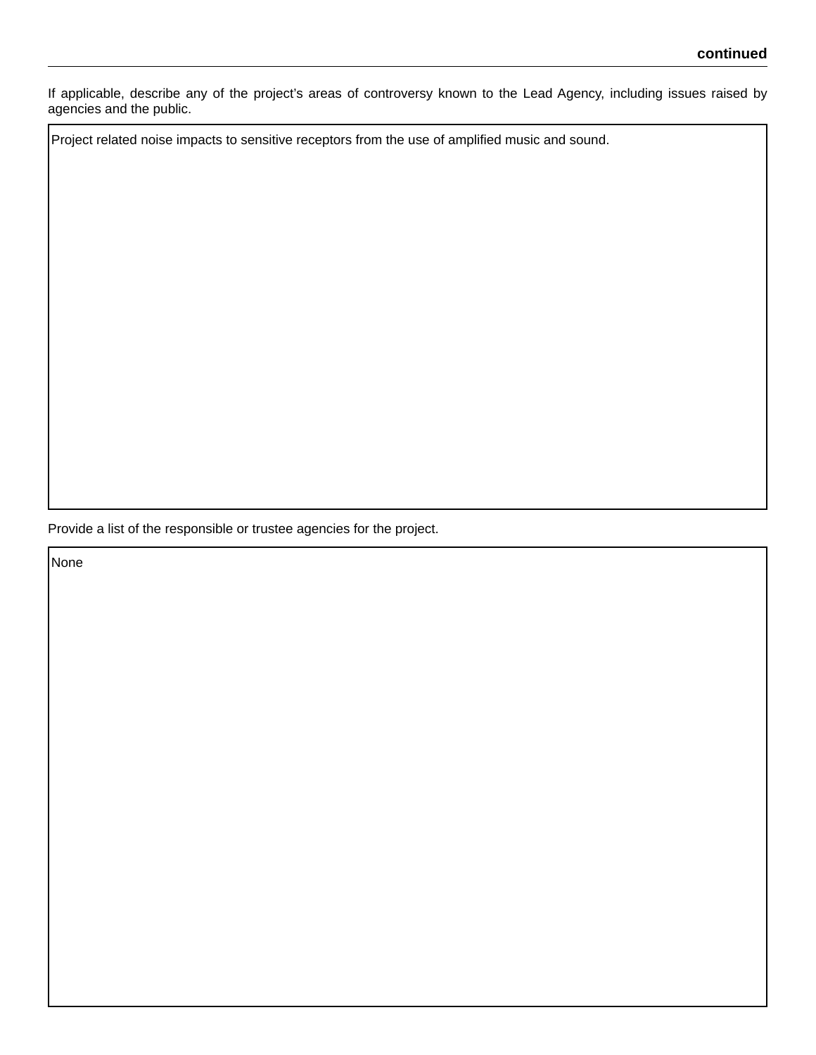**continued**

If applicable, describe any of the project's areas of controversy known to the Lead Agency, including issues raised by agencies and the public.

Project related noise impacts to sensitive receptors from the use of amplified music and sound.

Provide a list of the responsible or trustee agencies for the project.

None